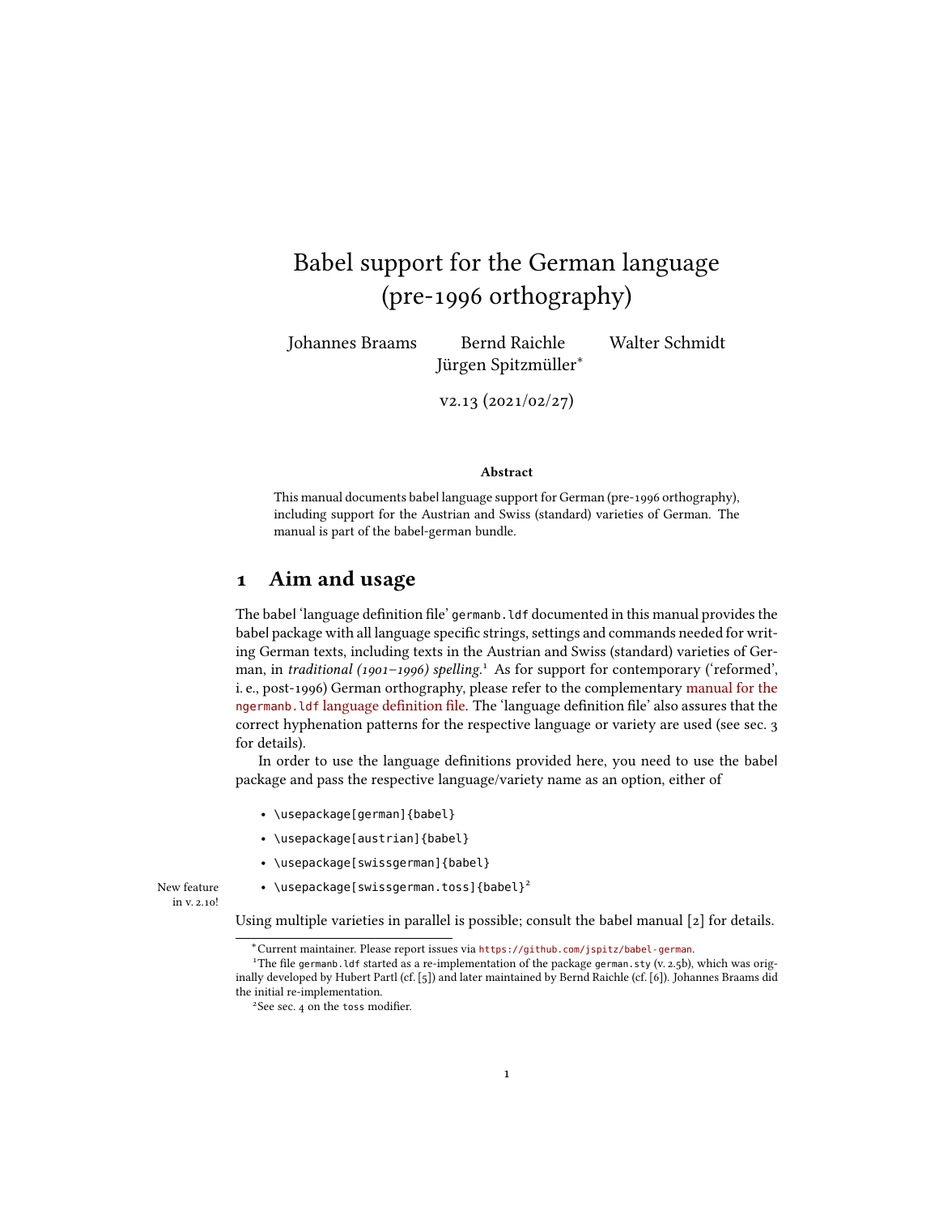# Babel support for the German language (pre-1996 orthography)

Johannes Braams  Bernd Raichle  Walter Schmidt  
Jürgen Spitzmüller*

v2.13 (2021/02/27)

**Abstract**

This manual documents babel language support for German (pre-1996 orthography), including support for the Austrian and Swiss (standard) varieties of German. The manual is part of the babel-german bundle.

## 1 Aim and usage

The babel 'language definition file' `germanb.ldf` documented in this manual provides the babel package with all language specific strings, settings and commands needed for writing German texts, including texts in the Austrian and Swiss (standard) varieties of German, in *traditional (1901–1996) spelling*.[1] As for support for contemporary ('reformed', i. e., post-1996) German orthography, please refer to the complementary manual for the `ngermanb.ldf` language definition file. The 'language definition file' also assures that the correct hyphenation patterns for the respective language or variety are used (see sec. 3 for details).

In order to use the language definitions provided here, you need to use the babel package and pass the respective language/variety name as an option, either of

- `\usepackage[german]{babel}`
- `\usepackage[austrian]{babel}`
- `\usepackage[swissgerman]{babel}`
- `\usepackage[swissgerman.toss]{babel}`[2] (New feature in v. 2.10!)

Using multiple varieties in parallel is possible; consult the babel manual [2] for details.

---

*Current maintainer. Please report issues via https://github.com/jspitz/babel-german.

[1] The file `germanb.ldf` started as a re-implementation of the package `german.sty` (v. 2.5b), which was originally developed by Hubert Partl (cf. [5]) and later maintained by Bernd Raichle (cf. [6]). Johannes Braams did the initial re-implementation.

[2] See sec. 4 on the `toss` modifier.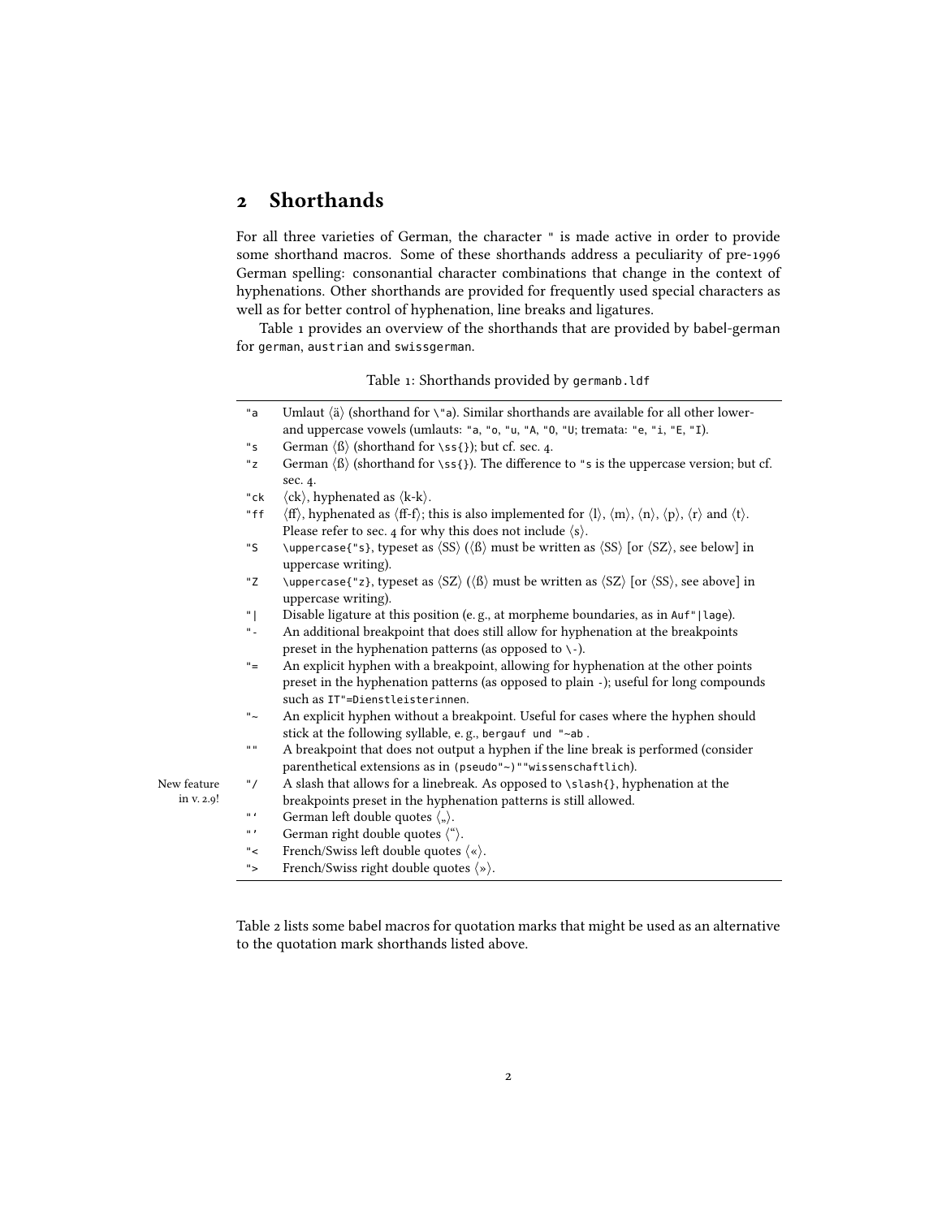## 2 Shorthands

For all three varieties of German, the character `"` is made active in order to provide some shorthand macros. Some of these shorthands address a peculiarity of pre-1996 German spelling: consonantial character combinations that change in the context of hyphenations. Other shorthands are provided for frequently used special characters as well as for better control of hyphenation, line breaks and ligatures.

Table 1 provides an overview of the shorthands that are provided by babel-german for `german`, `austrian` and `swissgerman`.

Table 1: Shorthands provided by `germanb.ldf`

| | |
|---|---|
| `"a` | Umlaut ⟨ä⟩ (shorthand for `\"a`). Similar shorthands are available for all other lower- and uppercase vowels (umlauts: `"a`, `"o`, `"u`, `"A`, `"O`, `"U`; tremata: `"e`, `"i`, `"E`, `"I`). |
| `"s` | German ⟨ß⟩ (shorthand for `\ss{}`); but cf. sec. 4. |
| `"z` | German ⟨ß⟩ (shorthand for `\ss{}`). The difference to `"s` is the uppercase version; but cf. sec. 4. |
| `"ck` | ⟨ck⟩, hyphenated as ⟨k-k⟩. |
| `"ff` | ⟨ff⟩, hyphenated as ⟨ff-f⟩; this is also implemented for ⟨l⟩, ⟨m⟩, ⟨n⟩, ⟨p⟩, ⟨r⟩ and ⟨t⟩. Please refer to sec. 4 for why this does not include ⟨s⟩. |
| `"S` | `\uppercase{"s}`, typeset as ⟨SS⟩ (⟨ß⟩ must be written as ⟨SS⟩ [or ⟨SZ⟩, see below] in uppercase writing). |
| `"Z` | `\uppercase{"z}`, typeset as ⟨SZ⟩ (⟨ß⟩ must be written as ⟨SZ⟩ [or ⟨SS⟩, see above] in uppercase writing). |
| `"\|` | Disable ligature at this position (e. g., at morpheme boundaries, as in `Auf"\|lage`). |
| `"-` | An additional breakpoint that does still allow for hyphenation at the breakpoints preset in the hyphenation patterns (as opposed to `\-`). |
| `"=` | An explicit hyphen with a breakpoint, allowing for hyphenation at the other points preset in the hyphenation patterns (as opposed to plain `-`); useful for long compounds such as `IT"=Dienstleisterinnen`. |
| `"~` | An explicit hyphen without a breakpoint. Useful for cases where the hyphen should stick at the following syllable, e. g., `bergauf und "~ab` . |
| `""` | A breakpoint that does not output a hyphen if the line break is performed (consider parenthetical extensions as in `(pseudo"~)""wissenschaftlich`). |
| `"/` | A slash that allows for a linebreak. As opposed to `\slash{}`, hyphenation at the breakpoints preset in the hyphenation patterns is still allowed. (New feature in v. 2.9!) |
| ``"` `` | German left double quotes ⟨„⟩. |
| `"'` | German right double quotes ⟨“⟩. |
| `"<` | French/Swiss left double quotes ⟨«⟩. |
| `">` | French/Swiss right double quotes ⟨»⟩. |

Table 2 lists some babel macros for quotation marks that might be used as an alternative to the quotation mark shorthands listed above.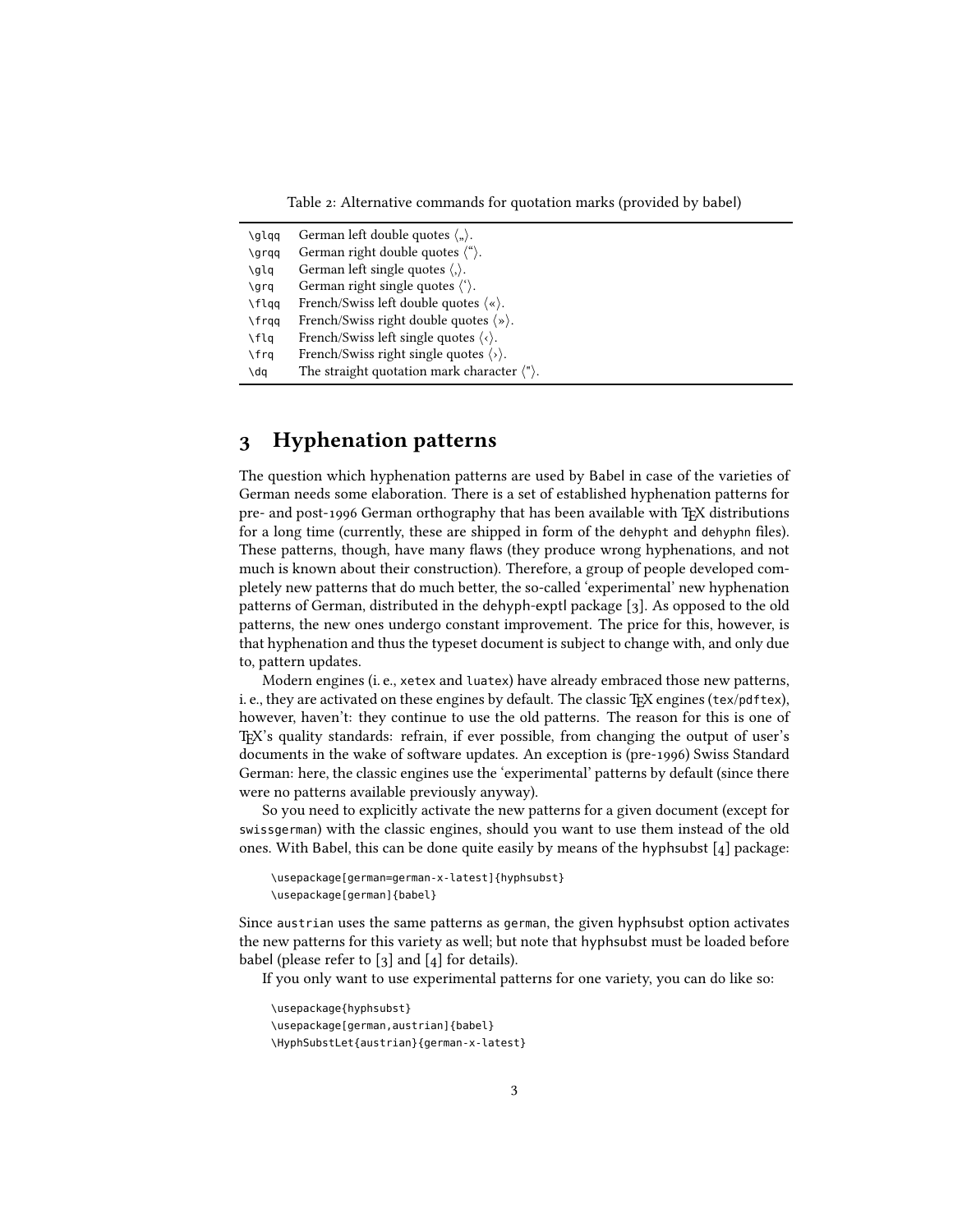Table 2: Alternative commands for quotation marks (provided by babel)

| | |
|---|---|
| `\glqq` | German left double quotes ⟨„⟩. |
| `\grqq` | German right double quotes ⟨“⟩. |
| `\glq` | German left single quotes ⟨‚⟩. |
| `\grq` | German right single quotes ⟨‘⟩. |
| `\flqq` | French/Swiss left double quotes ⟨«⟩. |
| `\frqq` | French/Swiss right double quotes ⟨»⟩. |
| `\flq` | French/Swiss left single quotes ⟨‹⟩. |
| `\frq` | French/Swiss right single quotes ⟨›⟩. |
| `\dq` | The straight quotation mark character ⟨"⟩. |

## 3 Hyphenation patterns

The question which hyphenation patterns are used by Babel in case of the varieties of German needs some elaboration. There is a set of established hyphenation patterns for pre- and post-1996 German orthography that has been available with TEX distributions for a long time (currently, these are shipped in form of the `dehypht` and `dehyphn` files). These patterns, though, have many flaws (they produce wrong hyphenations, and not much is known about their construction). Therefore, a group of people developed completely new patterns that do much better, the so-called 'experimental' new hyphenation patterns of German, distributed in the dehyph-exptl package [3]. As opposed to the old patterns, the new ones undergo constant improvement. The price for this, however, is that hyphenation and thus the typeset document is subject to change with, and only due to, pattern updates.

Modern engines (i. e., `xetex` and `luatex`) have already embraced those new patterns, i. e., they are activated on these engines by default. The classic TEX engines (`tex`/`pdftex`), however, haven't: they continue to use the old patterns. The reason for this is one of TEX's quality standards: refrain, if ever possible, from changing the output of user's documents in the wake of software updates. An exception is (pre-1996) Swiss Standard German: here, the classic engines use the 'experimental' patterns by default (since there were no patterns available previously anyway).

So you need to explicitly activate the new patterns for a given document (except for `swissgerman`) with the classic engines, should you want to use them instead of the old ones. With Babel, this can be done quite easily by means of the hyphsubst [4] package:

```
\usepackage[german=german-x-latest]{hyphsubst}
\usepackage[german]{babel}
```

Since `austrian` uses the same patterns as `german`, the given hyphsubst option activates the new patterns for this variety as well; but note that hyphsubst must be loaded before babel (please refer to [3] and [4] for details).

If you only want to use experimental patterns for one variety, you can do like so:

```
\usepackage{hyphsubst}
\usepackage[german,austrian]{babel}
\HyphSubstLet{austrian}{german-x-latest}
```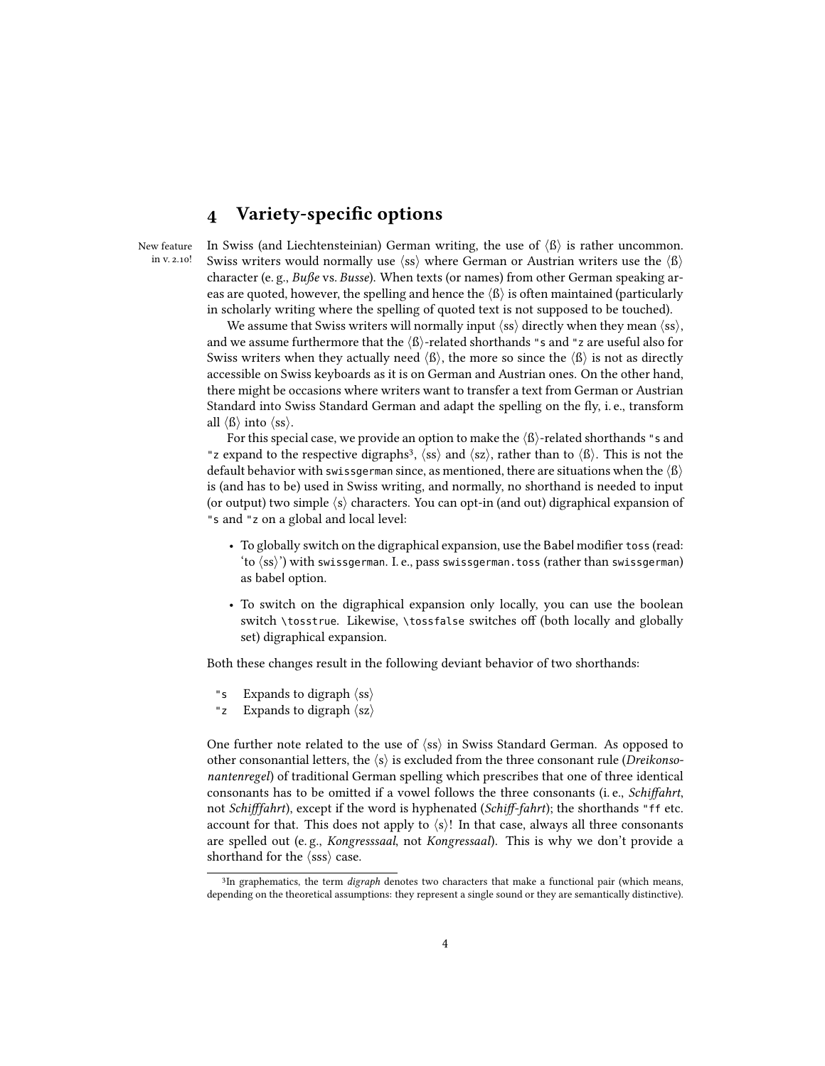## 4 Variety-specific options

New feature in v. 2.10!

In Swiss (and Liechtensteinian) German writing, the use of ⟨ß⟩ is rather uncommon. Swiss writers would normally use ⟨ss⟩ where German or Austrian writers use the ⟨ß⟩ character (e. g., *Buße* vs. *Busse*). When texts (or names) from other German speaking areas are quoted, however, the spelling and hence the ⟨ß⟩ is often maintained (particularly in scholarly writing where the spelling of quoted text is not supposed to be touched).

We assume that Swiss writers will normally input ⟨ss⟩ directly when they mean ⟨ss⟩, and we assume furthermore that the ⟨ß⟩-related shorthands `"s` and `"z` are useful also for Swiss writers when they actually need ⟨ß⟩, the more so since the ⟨ß⟩ is not as directly accessible on Swiss keyboards as it is on German and Austrian ones. On the other hand, there might be occasions where writers want to transfer a text from German or Austrian Standard into Swiss Standard German and adapt the spelling on the fly, i. e., transform all ⟨ß⟩ into ⟨ss⟩.

For this special case, we provide an option to make the ⟨ß⟩-related shorthands `"s` and `"z` expand to the respective digraphs[3], ⟨ss⟩ and ⟨sz⟩, rather than to ⟨ß⟩. This is not the default behavior with `swissgerman` since, as mentioned, there are situations when the ⟨ß⟩ is (and has to be) used in Swiss writing, and normally, no shorthand is needed to input (or output) two simple ⟨s⟩ characters. You can opt-in (and out) digraphical expansion of `"s` and `"z` on a global and local level:

- To globally switch on the digraphical expansion, use the Babel modifier `toss` (read: 'to ⟨ss⟩') with `swissgerman`. I. e., pass `swissgerman.toss` (rather than `swissgerman`) as babel option.
- To switch on the digraphical expansion only locally, you can use the boolean switch `\tosstrue`. Likewise, `\tossfalse` switches off (both locally and globally set) digraphical expansion.

Both these changes result in the following deviant behavior of two shorthands:

`"s` Expands to digraph ⟨ss⟩
`"z` Expands to digraph ⟨sz⟩

One further note related to the use of ⟨ss⟩ in Swiss Standard German. As opposed to other consonantial letters, the ⟨s⟩ is excluded from the three consonant rule (*Dreikonsonantenregel*) of traditional German spelling which prescribes that one of three identical consonants has to be omitted if a vowel follows the three consonants (i. e., *Schiffahrt*, not *Schifffahrt*), except if the word is hyphenated (*Schiff-fahrt*); the shorthands `"ff` etc. account for that. This does not apply to ⟨s⟩! In that case, always all three consonants are spelled out (e. g., *Kongresssaal*, not *Kongressaal*). This is why we don't provide a shorthand for the ⟨sss⟩ case.

---

[3] In graphematics, the term *digraph* denotes two characters that make a functional pair (which means, depending on the theoretical assumptions: they represent a single sound or they are semantically distinctive).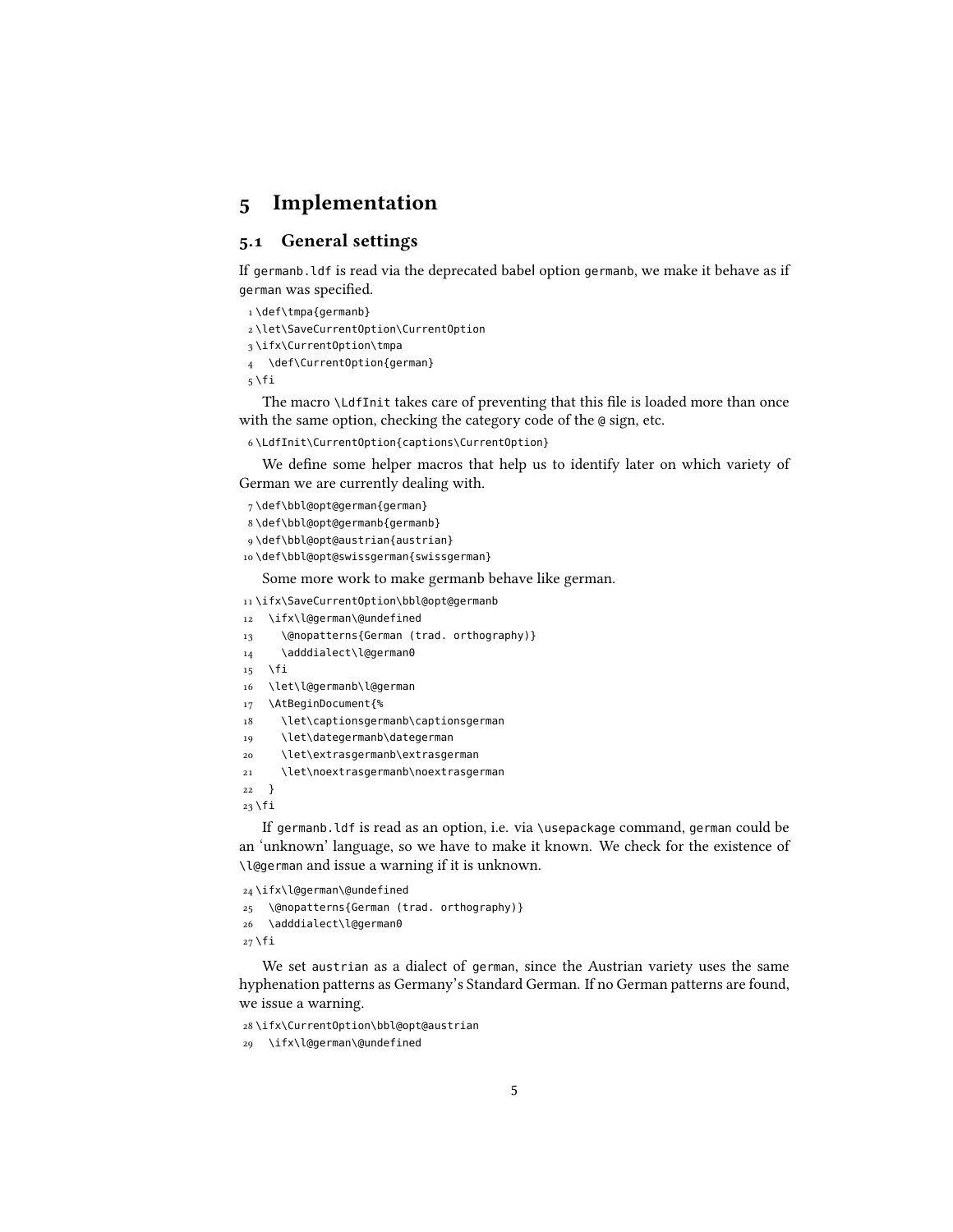# 5 Implementation

## 5.1 General settings

If `germanb.ldf` is read via the deprecated babel option `germanb`, we make it behave as if `german` was specified.

```
1 \def\tmpa{germanb}
2 \let\SaveCurrentOption\CurrentOption
3 \ifx\CurrentOption\tmpa
4   \def\CurrentOption{german}
5 \fi
```

The macro `\LdfInit` takes care of preventing that this file is loaded more than once with the same option, checking the category code of the `@` sign, etc.

```
6 \LdfInit\CurrentOption{captions\CurrentOption}
```

We define some helper macros that help us to identify later on which variety of German we are currently dealing with.

```
7 \def\bbl@opt@german{german}
8 \def\bbl@opt@germanb{germanb}
9 \def\bbl@opt@austrian{austrian}
10 \def\bbl@opt@swissgerman{swissgerman}
```

Some more work to make germanb behave like german.

```
11 \ifx\SaveCurrentOption\bbl@opt@germanb
12   \ifx\l@german\@undefined
13     \@nopatterns{German (trad. orthography)}
14     \adddialect\l@german0
15   \fi
16   \let\l@germanb\l@german
17   \AtBeginDocument{%
18     \let\captionsgermanb\captionsgerman
19     \let\dategermanb\dategerman
20     \let\extrasgermanb\extrasgerman
21     \let\noextrasgermanb\noextrasgerman
22   }
23 \fi
```

If `germanb.ldf` is read as an option, i.e. via `\usepackage` command, `german` could be an 'unknown' language, so we have to make it known. We check for the existence of `\l@german` and issue a warning if it is unknown.

```
24 \ifx\l@german\@undefined
25   \@nopatterns{German (trad. orthography)}
26   \adddialect\l@german0
27 \fi
```

We set `austrian` as a dialect of `german`, since the Austrian variety uses the same hyphenation patterns as Germany's Standard German. If no German patterns are found, we issue a warning.

```
28 \ifx\CurrentOption\bbl@opt@austrian
29   \ifx\l@german\@undefined
```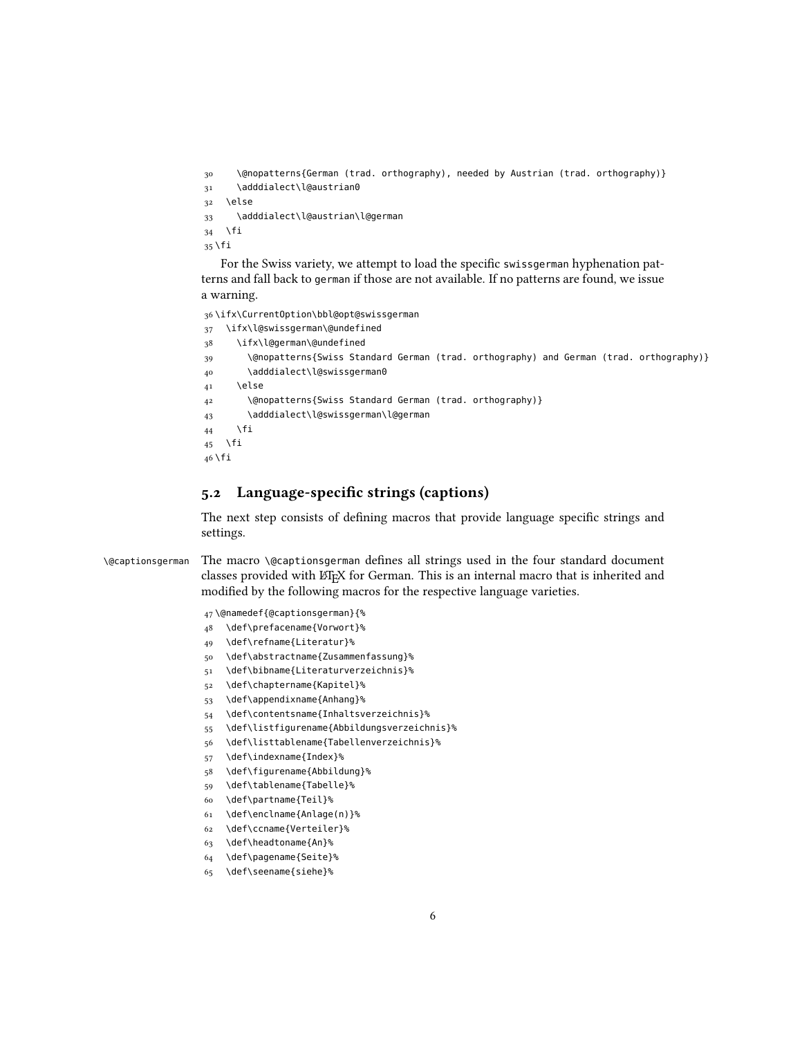```
30     \@nopatterns{German (trad. orthography), needed by Austrian (trad. orthography)}
31     \adddialect\l@austrian0
32   \else
33     \adddialect\l@austrian\l@german
34   \fi
35 \fi
```

For the Swiss variety, we attempt to load the specific `swissgerman` hyphenation patterns and fall back to `german` if those are not available. If no patterns are found, we issue a warning.

```
36 \ifx\CurrentOption\bbl@opt@swissgerman
37   \ifx\l@swissgerman\@undefined
38     \ifx\l@german\@undefined
39       \@nopatterns{Swiss Standard German (trad. orthography) and German (trad. orthography)}
40       \adddialect\l@swissgerman0
41     \else
42       \@nopatterns{Swiss Standard German (trad. orthography)}
43       \adddialect\l@swissgerman\l@german
44     \fi
45   \fi
46 \fi
```

## 5.2 Language-specific strings (captions)

The next step consists of defining macros that provide language specific strings and settings.

`\@captionsgerman` The macro `\@captionsgerman` defines all strings used in the four standard document classes provided with LaTeX for German. This is an internal macro that is inherited and modified by the following macros for the respective language varieties.

```
47 \@namedef{@captionsgerman}{%
48   \def\prefacename{Vorwort}%
49   \def\refname{Literatur}%
50   \def\abstractname{Zusammenfassung}%
51   \def\bibname{Literaturverzeichnis}%
52   \def\chaptername{Kapitel}%
53   \def\appendixname{Anhang}%
54   \def\contentsname{Inhaltsverzeichnis}%
55   \def\listfigurename{Abbildungsverzeichnis}%
56   \def\listtablename{Tabellenverzeichnis}%
57   \def\indexname{Index}%
58   \def\figurename{Abbildung}%
59   \def\tablename{Tabelle}%
60   \def\partname{Teil}%
61   \def\enclname{Anlage(n)}%
62   \def\ccname{Verteiler}%
63   \def\headtoname{An}%
64   \def\pagename{Seite}%
65   \def\seename{siehe}%
```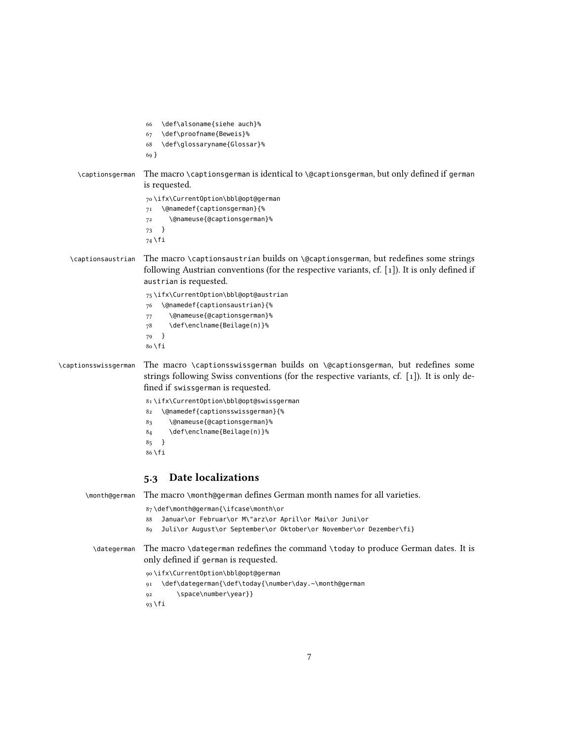```
66   \def\alsoname{siehe auch}%
67   \def\proofname{Beweis}%
68   \def\glossaryname{Glossar}%
69 }
```

`\captionsgerman` The macro `\captionsgerman` is identical to `\@captionsgerman`, but only defined if `german` is requested.

```
70 \ifx\CurrentOption\bbl@opt@german
71   \@namedef{captionsgerman}{%
72     \@nameuse{@captionsgerman}%
73   }
74 \fi
```

`\captionsaustrian` The macro `\captionsaustrian` builds on `\@captionsgerman`, but redefines some strings following Austrian conventions (for the respective variants, cf. [1]). It is only defined if `austrian` is requested.

```
75 \ifx\CurrentOption\bbl@opt@austrian
76   \@namedef{captionsaustrian}{%
77     \@nameuse{@captionsgerman}%
78     \def\enclname{Beilage(n)}%
79   }
80 \fi
```

`\captionsswissgerman` The macro `\captionsswissgerman` builds on `\@captionsgerman`, but redefines some strings following Swiss conventions (for the respective variants, cf. [1]). It is only defined if `swissgerman` is requested.

```
81 \ifx\CurrentOption\bbl@opt@swissgerman
82   \@namedef{captionsswissgerman}{%
83     \@nameuse{@captionsgerman}%
84     \def\enclname{Beilage(n)}%
85   }
86 \fi
```

### 5.3 Date localizations

`\month@german` The macro `\month@german` defines German month names for all varieties.

```
87 \def\month@german{\ifcase\month\or
88   Januar\or Februar\or M\"arz\or April\or Mai\or Juni\or
89   Juli\or August\or September\or Oktober\or November\or Dezember\fi}
```

`\dategerman` The macro `\dategerman` redefines the command `\today` to produce German dates. It is only defined if `german` is requested.

```
90 \ifx\CurrentOption\bbl@opt@german
91   \def\dategerman{\def\today{\number\day.~\month@german
92       \space\number\year}}
93 \fi
```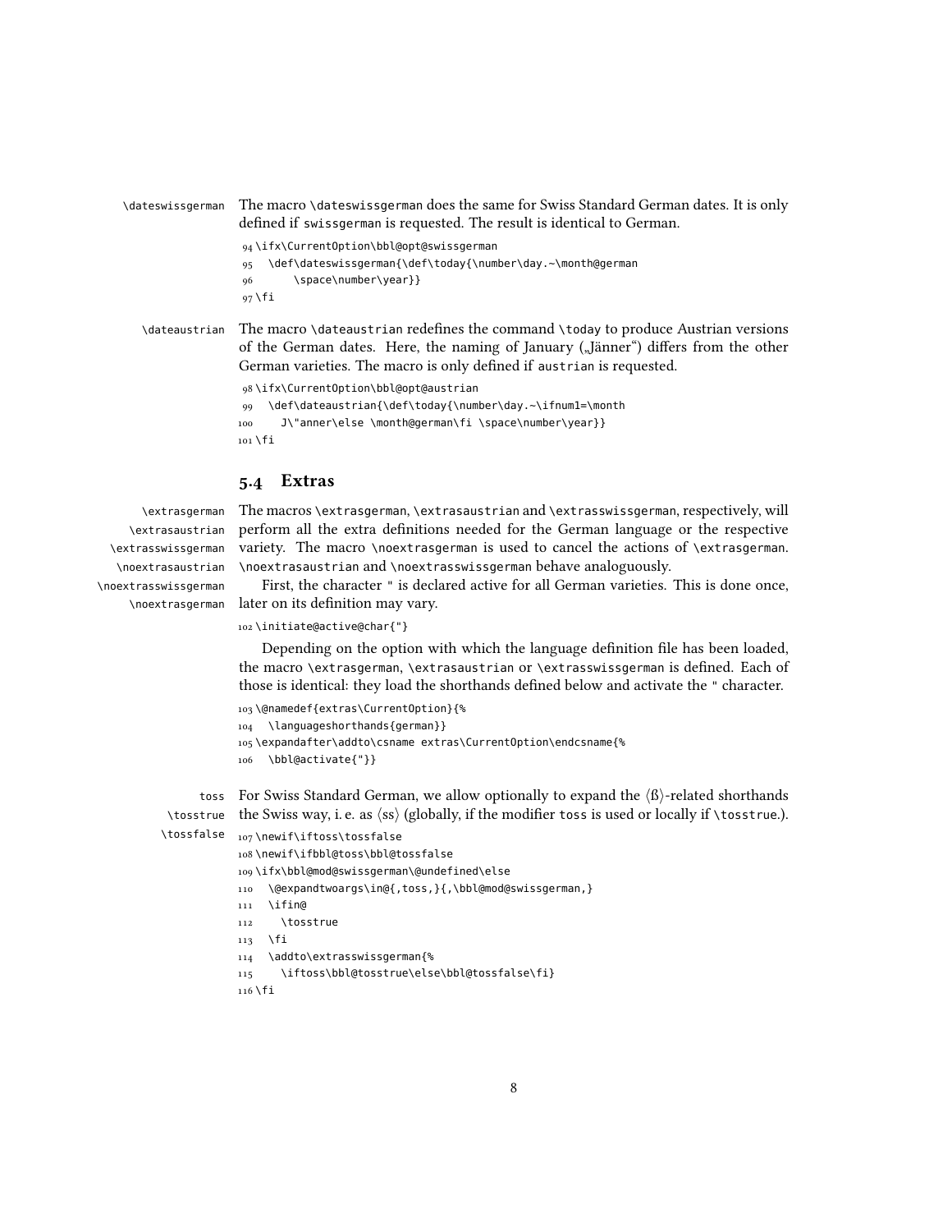`\dateswissgerman` The macro `\dateswissgerman` does the same for Swiss Standard German dates. It is only defined if `swissgerman` is requested. The result is identical to German.

```
94 \ifx\CurrentOption\bbl@opt@swissgerman
95   \def\dateswissgerman{\def\today{\number\day.~\month@german
96       \space\number\year}}
97 \fi
```

`\dateaustrian` The macro `\dateaustrian` redefines the command `\today` to produce Austrian versions of the German dates. Here, the naming of January („Jänner“) differs from the other German varieties. The macro is only defined if `austrian` is requested.

```
98 \ifx\CurrentOption\bbl@opt@austrian
99   \def\dateaustrian{\def\today{\number\day.~\ifnum1=\month
100     J\"anner\else \month@german\fi \space\number\year}}
101 \fi
```

## 5.4 Extras

`\extrasgerman` `\extrasaustrian` `\extrasswissgerman` `\noextrasaustrian` `\noextrasswissgerman` `\noextrasgerman`

The macros `\extrasgerman`, `\extrasaustrian` and `\extrasswissgerman`, respectively, will perform all the extra definitions needed for the German language or the respective variety. The macro `\noextrasgerman` is used to cancel the actions of `\extrasgerman`. `\noextrasaustrian` and `\noextrasswissgerman` behave analoguously.

First, the character `"` is declared active for all German varieties. This is done once, later on its definition may vary.

```
102 \initiate@active@char{"}
```

Depending on the option with which the language definition file has been loaded, the macro `\extrasgerman`, `\extrasaustrian` or `\extrasswissgerman` is defined. Each of those is identical: they load the shorthands defined below and activate the `"` character.

```
103 \@namedef{extras\CurrentOption}{%
104   \languageshorthands{german}}
105 \expandafter\addto\csname extras\CurrentOption\endcsname{%
106   \bbl@activate{"}}
```

`toss` `\tosstrue` `\tossfalse` For Swiss Standard German, we allow optionally to expand the ⟨ß⟩-related shorthands the Swiss way, i. e. as ⟨ss⟩ (globally, if the modifier `toss` is used or locally if `\tosstrue`.).

```
107 \newif\iftoss\tossfalse
108 \newif\ifbbl@toss\bbl@tossfalse
109 \ifx\bbl@mod@swissgerman\@undefined\else
110   \@expandtwoargs\in@{,toss,}{,\bbl@mod@swissgerman,}
111   \ifin@
112     \tosstrue
113   \fi
114   \addto\extrasswissgerman{%
115     \iftoss\bbl@tosstrue\else\bbl@tossfalse\fi}
116 \fi
```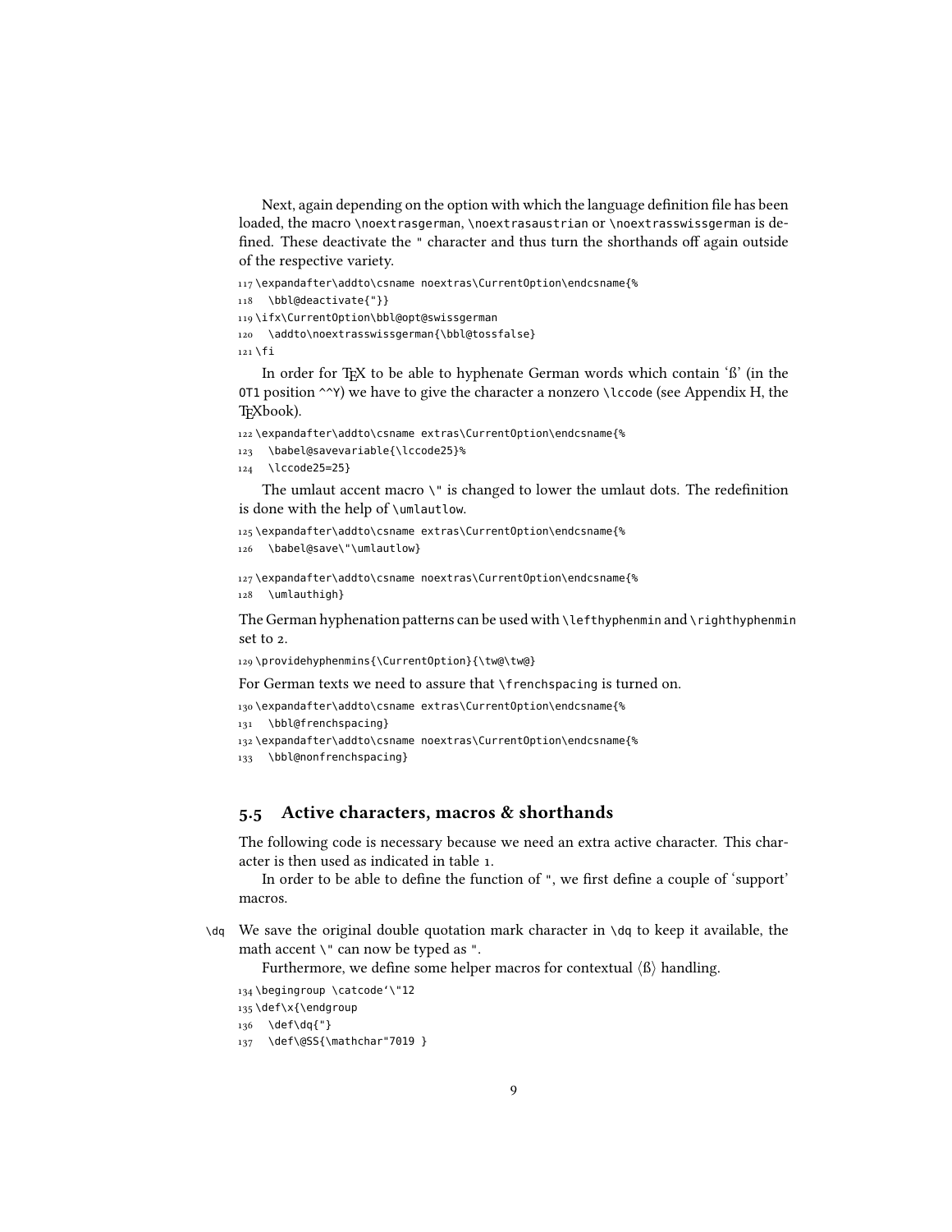Next, again depending on the option with which the language definition file has been loaded, the macro \noextrasgerman, \noextrasaustrian or \noextrasswissgerman is defined. These deactivate the " character and thus turn the shorthands off again outside of the respective variety.

```
117 \expandafter\addto\csname noextras\CurrentOption\endcsname{%
118   \bbl@deactivate{"}}
119 \ifx\CurrentOption\bbl@opt@swissgerman
120   \addto\noextrasswissgerman{\bbl@tossfalse}
121 \fi
```

In order for TEX to be able to hyphenate German words which contain 'ß' (in the OT1 position ^^Y) we have to give the character a nonzero \lccode (see Appendix H, the TEXbook).

```
122 \expandafter\addto\csname extras\CurrentOption\endcsname{%
123   \babel@savevariable{\lccode25}%
124   \lccode25=25}
```

The umlaut accent macro \" is changed to lower the umlaut dots. The redefinition is done with the help of \umlautlow.

```
125 \expandafter\addto\csname extras\CurrentOption\endcsname{%
126   \babel@save\"\umlautlow}
127 \expandafter\addto\csname noextras\CurrentOption\endcsname{%
128   \umlauthigh}
```

The German hyphenation patterns can be used with \lefthyphenmin and \righthyphenmin set to 2.

```
129 \providehyphenmins{\CurrentOption}{\tw@\tw@}
```

For German texts we need to assure that \frenchspacing is turned on.

```
130 \expandafter\addto\csname extras\CurrentOption\endcsname{%
131   \bbl@frenchspacing}
132 \expandafter\addto\csname noextras\CurrentOption\endcsname{%
133   \bbl@nonfrenchspacing}
```

## 5.5 Active characters, macros & shorthands

The following code is necessary because we need an extra active character. This character is then used as indicated in table 1.

In order to be able to define the function of ", we first define a couple of 'support' macros.

\dq We save the original double quotation mark character in \dq to keep it available, the math accent \" can now be typed as ".

Furthermore, we define some helper macros for contextual ⟨ß⟩ handling.

```
134 \begingroup \catcode`\"12
135 \def\x{\endgroup
136   \def\dq{"}
137   \def\@SS{\mathchar"7019 }
```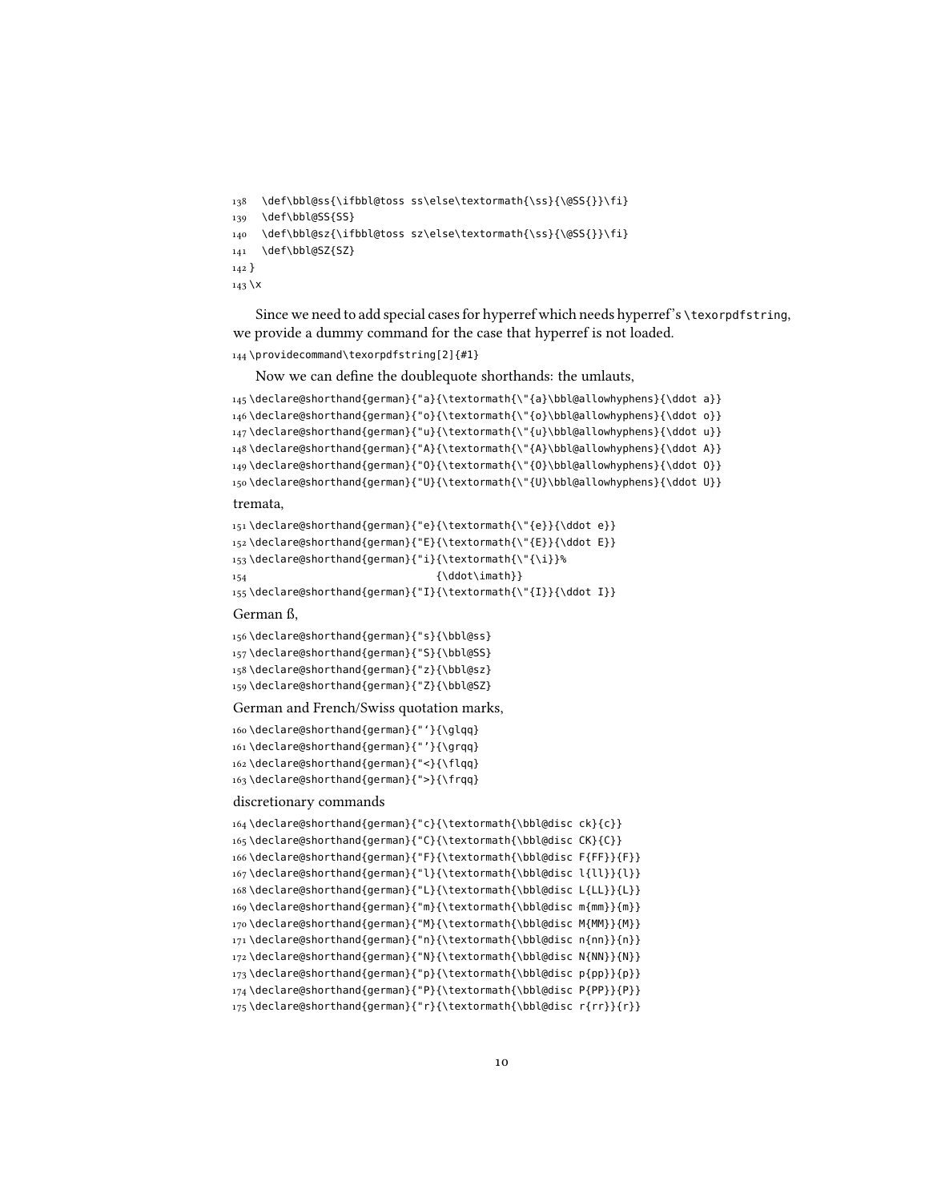```
138   \def\bbl@ss{\ifbbl@toss ss\else\textormath{\ss}{\@SS{}}\fi}
139   \def\bbl@SS{SS}
140   \def\bbl@sz{\ifbbl@toss sz\else\textormath{\ss}{\@SS{}}\fi}
141   \def\bbl@SZ{SZ}
142 }
143 \x
```

Since we need to add special cases for hyperref which needs hyperref's `\texorpdfstring`, we provide a dummy command for the case that hyperref is not loaded.

```
144 \providecommand\texorpdfstring[2]{#1}
```

Now we can define the doublequote shorthands: the umlauts,

```
145 \declare@shorthand{german}{"a}{\textormath{\"{a}\bbl@allowhyphens}{\ddot a}}
146 \declare@shorthand{german}{"o}{\textormath{\"{o}\bbl@allowhyphens}{\ddot o}}
147 \declare@shorthand{german}{"u}{\textormath{\"{u}\bbl@allowhyphens}{\ddot u}}
148 \declare@shorthand{german}{"A}{\textormath{\"{A}\bbl@allowhyphens}{\ddot A}}
149 \declare@shorthand{german}{"O}{\textormath{\"{O}\bbl@allowhyphens}{\ddot O}}
150 \declare@shorthand{german}{"U}{\textormath{\"{U}\bbl@allowhyphens}{\ddot U}}
```

tremata,

```
151 \declare@shorthand{german}{"e}{\textormath{\"{e}}{\ddot e}}
152 \declare@shorthand{german}{"E}{\textormath{\"{E}}{\ddot E}}
153 \declare@shorthand{german}{"i}{\textormath{\"{\i}}%
154                               {\ddot\imath}}
155 \declare@shorthand{german}{"I}{\textormath{\"{I}}{\ddot I}}
```

German ß,

```
156 \declare@shorthand{german}{"s}{\bbl@ss}
157 \declare@shorthand{german}{"S}{\bbl@SS}
158 \declare@shorthand{german}{"z}{\bbl@sz}
159 \declare@shorthand{german}{"Z}{\bbl@SZ}
```

German and French/Swiss quotation marks,

```
160 \declare@shorthand{german}{"`}{\glqq}
161 \declare@shorthand{german}{"'}{\grqq}
162 \declare@shorthand{german}{"<}{\flqq}
163 \declare@shorthand{german}{">}{\frqq}
```

discretionary commands

```
164 \declare@shorthand{german}{"c}{\textormath{\bbl@disc ck}{c}}
165 \declare@shorthand{german}{"C}{\textormath{\bbl@disc CK}{C}}
166 \declare@shorthand{german}{"F}{\textormath{\bbl@disc F{FF}}{F}}
167 \declare@shorthand{german}{"l}{\textormath{\bbl@disc l{ll}}{l}}
168 \declare@shorthand{german}{"L}{\textormath{\bbl@disc L{LL}}{L}}
169 \declare@shorthand{german}{"m}{\textormath{\bbl@disc m{mm}}{m}}
170 \declare@shorthand{german}{"M}{\textormath{\bbl@disc M{MM}}{M}}
171 \declare@shorthand{german}{"n}{\textormath{\bbl@disc n{nn}}{n}}
172 \declare@shorthand{german}{"N}{\textormath{\bbl@disc N{NN}}{N}}
173 \declare@shorthand{german}{"p}{\textormath{\bbl@disc p{pp}}{p}}
174 \declare@shorthand{german}{"P}{\textormath{\bbl@disc P{PP}}{P}}
175 \declare@shorthand{german}{"r}{\textormath{\bbl@disc r{rr}}{r}}
```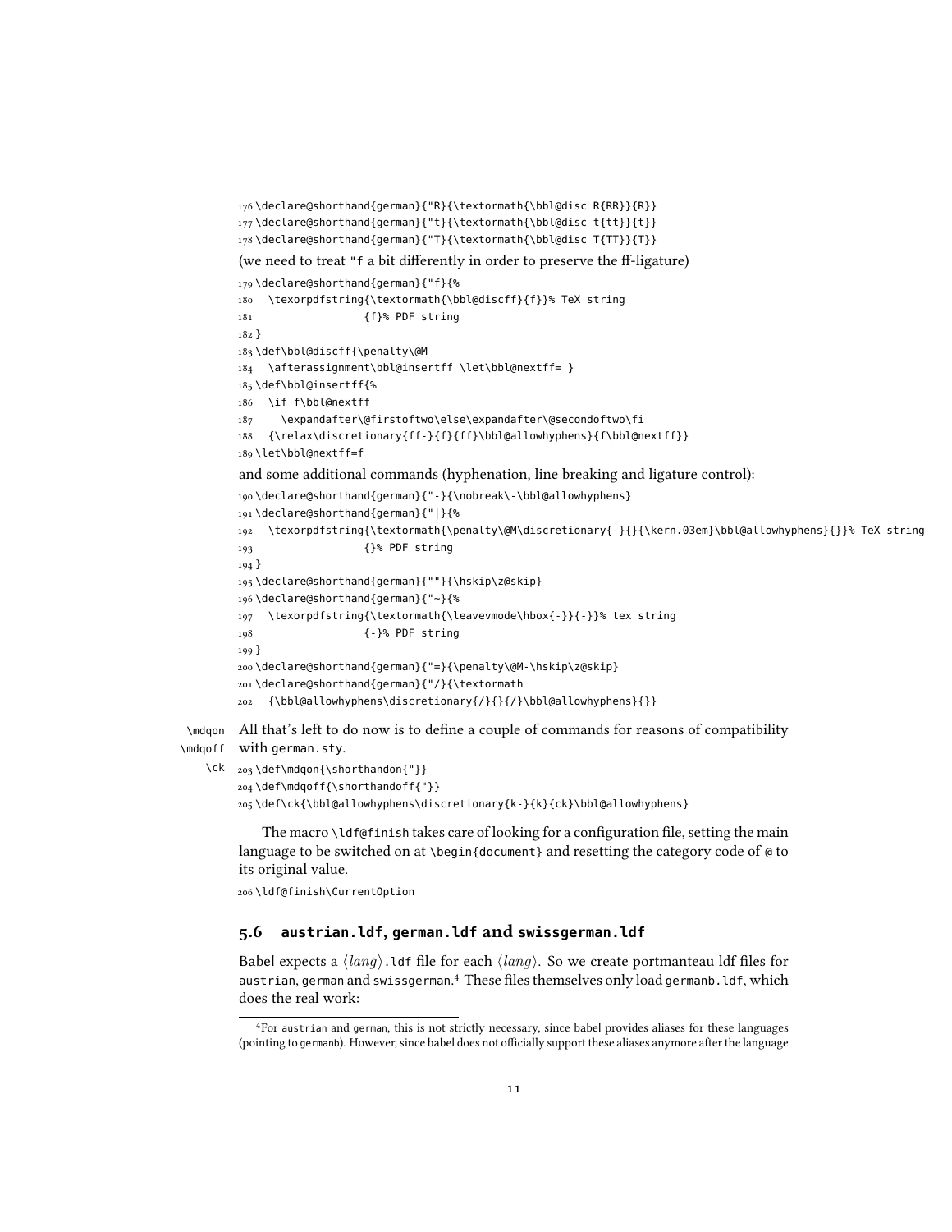```
176 \declare@shorthand{german}{"R}{\textormath{\bbl@disc R{RR}}{R}}
177 \declare@shorthand{german}{"t}{\textormath{\bbl@disc t{tt}}{t}}
178 \declare@shorthand{german}{"T}{\textormath{\bbl@disc T{TT}}{T}}
```

(we need to treat "f a bit differently in order to preserve the ff-ligature)

```
179 \declare@shorthand{german}{"f}{%
180   \texorpdfstring{\textormath{\bbl@discff}{f}}% TeX string
181                  {f}% PDF string
182 }
183 \def\bbl@discff{\penalty\@M
184   \afterassignment\bbl@insertff \let\bbl@nextff= }
185 \def\bbl@insertff{%
186   \if f\bbl@nextff
187     \expandafter\@firstoftwo\else\expandafter\@secondoftwo\fi
188   {\relax\discretionary{ff-}{f}{ff}\bbl@allowhyphens}{f\bbl@nextff}}
189 \let\bbl@nextff=f
```

and some additional commands (hyphenation, line breaking and ligature control):

```
190 \declare@shorthand{german}{"-}{\nobreak\-\bbl@allowhyphens}
191 \declare@shorthand{german}{"|}{%
192   \texorpdfstring{\textormath{\penalty\@M\discretionary{-}{}{\kern.03em}\bbl@allowhyphens}{}}% TeX string
193                  {}% PDF string
194 }
195 \declare@shorthand{german}{""}{\hskip\z@skip}
196 \declare@shorthand{german}{"~}{%
197   \texorpdfstring{\textormath{\leavevmode\hbox{-}}{-}}% tex string
198                  {-}% PDF string
199 }
200 \declare@shorthand{german}{"=}{\penalty\@M-\hskip\z@skip}
201 \declare@shorthand{german}{"/}{\textormath
202   {\bbl@allowhyphens\discretionary{/}{}{/}\bbl@allowhyphens}{}}
```

\mdqon \mdqoff \ck All that's left to do now is to define a couple of commands for reasons of compatibility with german.sty.

```
203 \def\mdqon{\shorthandon{"}}
204 \def\mdqoff{\shorthandoff{"}}
205 \def\ck{\bbl@allowhyphens\discretionary{k-}{k}{ck}\bbl@allowhyphens}
```

The macro \ldf@finish takes care of looking for a configuration file, setting the main language to be switched on at \begin{document} and resetting the category code of @ to its original value.

```
206 \ldf@finish\CurrentOption
```

## 5.6 austrian.ldf, german.ldf and swissgerman.ldf

Babel expects a ⟨*lang*⟩.ldf file for each ⟨*lang*⟩. So we create portmanteau ldf files for austrian, german and swissgerman.[4] These files themselves only load germanb.ldf, which does the real work:

[4] For austrian and german, this is not strictly necessary, since babel provides aliases for these languages (pointing to germanb). However, since babel does not officially support these aliases anymore after the language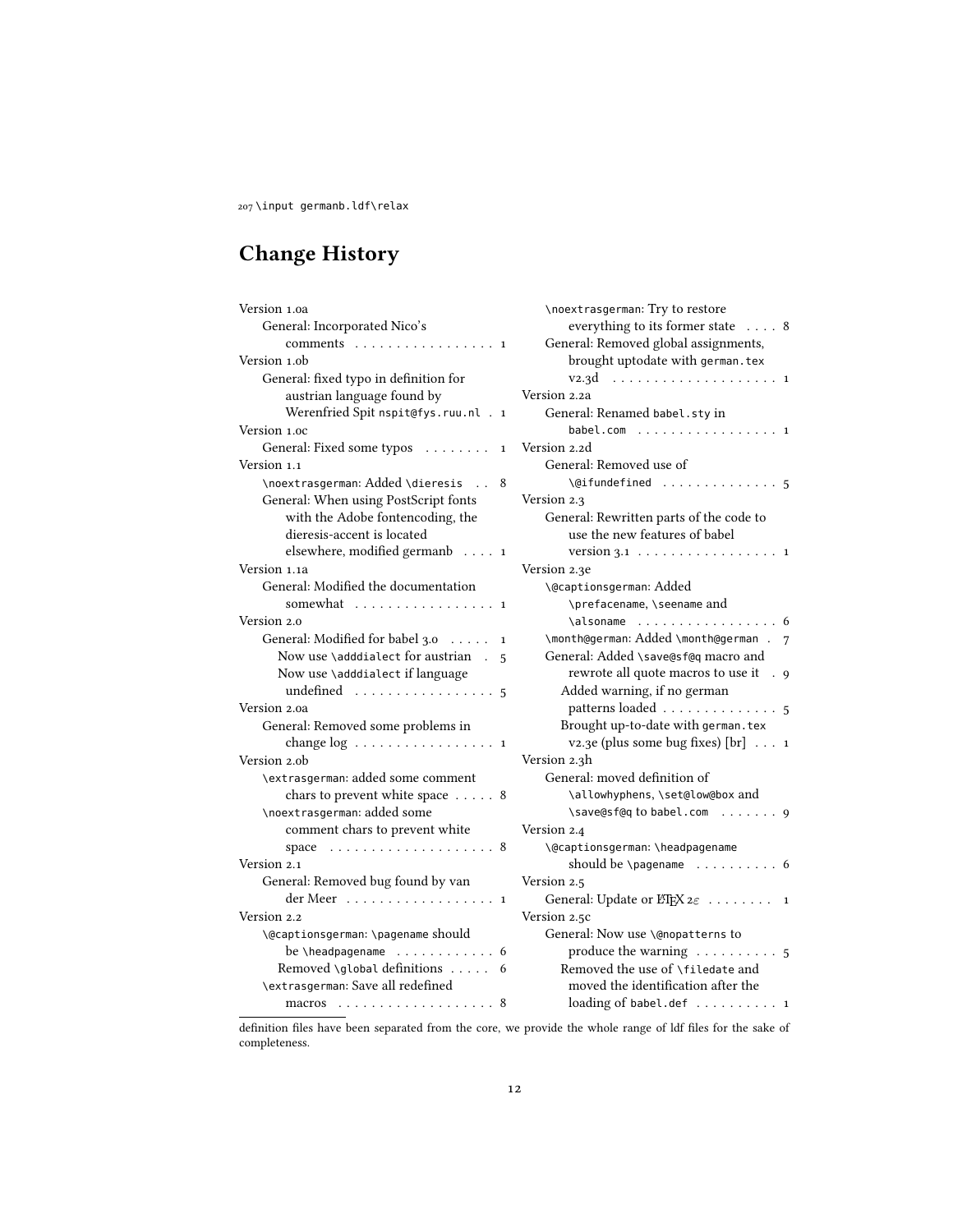```
207 \input germanb.ldf\relax
```

# Change History

Version 1.0a
- General: Incorporated Nico's comments . . . . . . . . . . . . . . . . 1

Version 1.0b
- General: fixed typo in definition for austrian language found by Werenfried Spit nspit@fys.ruu.nl . 1

Version 1.0c
- General: Fixed some typos . . . . . . . . 1

Version 1.1
- \noextrasgerman: Added \dieresis . . 8
- General: When using PostScript fonts with the Adobe fontencoding, the dieresis-accent is located elsewhere, modified germanb . . . . 1

Version 1.1a
- General: Modified the documentation somewhat . . . . . . . . . . . . . . . . 1

Version 2.0
- General: Modified for babel 3.0 . . . . . 1
  - Now use \adddialect for austrian . 5
  - Now use \adddialect if language undefined . . . . . . . . . . . . . . . . 5

Version 2.0a
- General: Removed some problems in change log . . . . . . . . . . . . . . . . 1

Version 2.0b
- \extrasgerman: added some comment chars to prevent white space . . . . . 8
- \noextrasgerman: added some comment chars to prevent white space . . . . . . . . . . . . . . . . . . . 8

Version 2.1
- General: Removed bug found by van der Meer . . . . . . . . . . . . . . . . . 1

Version 2.2
- \@captionsgerman: \pagename should be \headpagename . . . . . . . . . . . 6
  - Removed \global definitions . . . . . 6
- \extrasgerman: Save all redefined macros . . . . . . . . . . . . . . . . . . 8
- \noextrasgerman: Try to restore everything to its former state . . . . 8
- General: Removed global assignments, brought uptodate with german.tex v2.3d . . . . . . . . . . . . . . . . . . . 1

Version 2.2a
- General: Renamed babel.sty in babel.com . . . . . . . . . . . . . . . . 1

Version 2.2d
- General: Removed use of \@ifundefined . . . . . . . . . . . . . 5

Version 2.3
- General: Rewritten parts of the code to use the new features of babel version 3.1 . . . . . . . . . . . . . . . . 1

Version 2.3e
- \@captionsgerman: Added \prefacename, \seename and \alsoname . . . . . . . . . . . . . . . . 6
- \month@german: Added \month@german . 7
- General: Added \save@sf@q macro and rewrote all quote macros to use it . 9
  - Added warning, if no german patterns loaded . . . . . . . . . . . . . . 5
  - Brought up-to-date with german.tex v2.3e (plus some bug fixes) [br] . . . 1

Version 2.3h
- General: moved definition of \allowhyphens, \set@low@box and \save@sf@q to babel.com . . . . . . . 9

Version 2.4
- \@captionsgerman: \headpagename should be \pagename . . . . . . . . . . 6

Version 2.5
- General: Update or LaTeX $2_\varepsilon$ . . . . . . . . 1

Version 2.5c
- General: Now use \@nopatterns to produce the warning . . . . . . . . . . 5
  - Removed the use of \filedate and moved the identification after the loading of babel.def . . . . . . . . . . 1

---

definition files have been separated from the core, we provide the whole range of ldf files for the sake of completeness.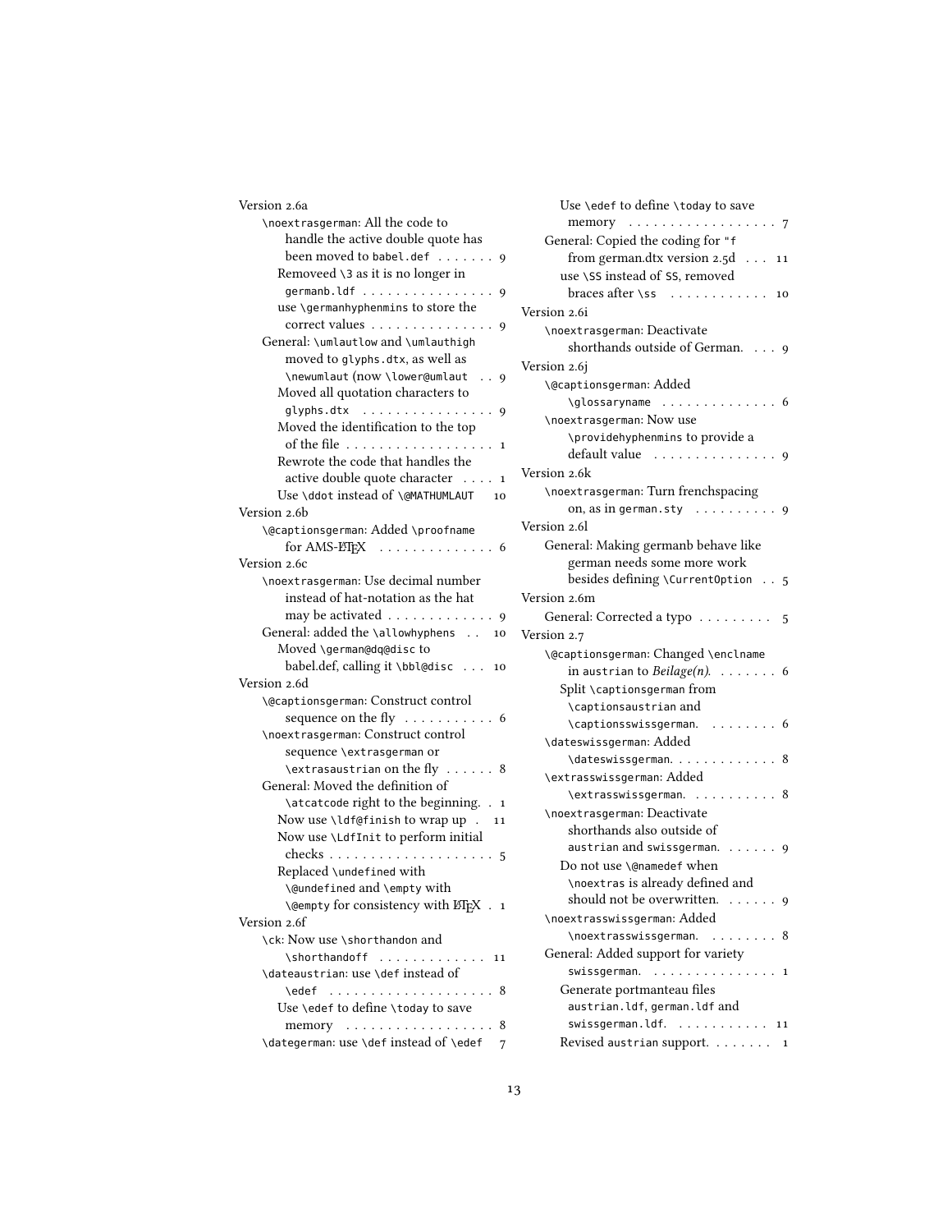Version 2.6a

- \noextrasgerman: All the code to handle the active double quote has been moved to babel.def . . . . . . . 9
  - Removeed \3 as it is no longer in germanb.ldf . . . . . . . . . . . . . . . . 9
  - use \germanhyphenmins to store the correct values . . . . . . . . . . . . . . . 9
- General: \umlautlow and \umlauthigh moved to glyphs.dtx, as well as \newumlaut (now \lower@umlaut . . 9
  - Moved all quotation characters to glyphs.dtx . . . . . . . . . . . . . . . . 9
  - Moved the identification to the top of the file . . . . . . . . . . . . . . . . . . 1
  - Rewrote the code that handles the active double quote character . . . . 1
  - Use \ddot instead of \@MATHUMLAUT 10

Version 2.6b

- \@captionsgerman: Added \proofname for AMS-LaTeX . . . . . . . . . . . . . . 6

Version 2.6c

- \noextrasgerman: Use decimal number instead of hat-notation as the hat may be activated . . . . . . . . . . . . . 9
- General: added the \allowhyphens . . 10
  - Moved \german@dq@disc to babel.def, calling it \bbl@disc . . . 10

Version 2.6d

- \@captionsgerman: Construct control sequence on the fly . . . . . . . . . . . 6
- \noextrasgerman: Construct control sequence \extrasgerman or \extrasaustrian on the fly . . . . . . 8
- General: Moved the definition of \atcatcode right to the beginning. . 1
  - Now use \ldf@finish to wrap up . 11
  - Now use \LdfInit to perform initial checks . . . . . . . . . . . . . . . . . . . 5
  - Replaced \undefined with \@undefined and \empty with \@empty for consistency with LaTeX . 1

Version 2.6f

- \ck: Now use \shorthandon and \shorthandoff . . . . . . . . . . . . . 11
- \dateaustrian: use \def instead of \edef . . . . . . . . . . . . . . . . . . . 8
  - Use \edef to define \today to save memory . . . . . . . . . . . . . . . . . 8
- \dategerman: use \def instead of \edef 7
  - Use \edef to define \today to save memory . . . . . . . . . . . . . . . . . 7
- General: Copied the coding for "f from german.dtx version 2.5d . . . 11
  - use \SS instead of SS, removed braces after \ss . . . . . . . . . . . . 10

Version 2.6i

- \noextrasgerman: Deactivate shorthands outside of German. . . . 9

Version 2.6j

- \@captionsgerman: Added \glossaryname . . . . . . . . . . . . . 6
- \noextrasgerman: Now use \providehyphenmins to provide a default value . . . . . . . . . . . . . . . 9

Version 2.6k

- \noextrasgerman: Turn frenchspacing on, as in german.sty . . . . . . . . . . 9

Version 2.6l

- General: Making germanb behave like german needs some more work besides defining \CurrentOption . . 5

Version 2.6m

- General: Corrected a typo . . . . . . . . . 5

Version 2.7

- \@captionsgerman: Changed \enclname in austrian to *Beilage(n)*. . . . . . . 6
  - Split \captionsgerman from \captionsaustrian and \captionsswissgerman. . . . . . . . 6
- \dateswissgerman: Added \dateswissgerman. . . . . . . . . . . . 8
- \extrasswissgerman: Added \extrasswissgerman. . . . . . . . . . 8
- \noextrasgerman: Deactivate shorthands also outside of austrian and swissgerman. . . . . . 9
  - Do not use \@namedef when \noextras is already defined and should not be overwritten. . . . . . 9
- \noextrasswissgerman: Added \noextrasswissgerman. . . . . . . . 8
- General: Added support for variety swissgerman. . . . . . . . . . . . . . . 1
  - Generate portmanteau files austrian.ldf, german.ldf and swissgerman.ldf. . . . . . . . . . . 11
  - Revised austrian support. . . . . . . 1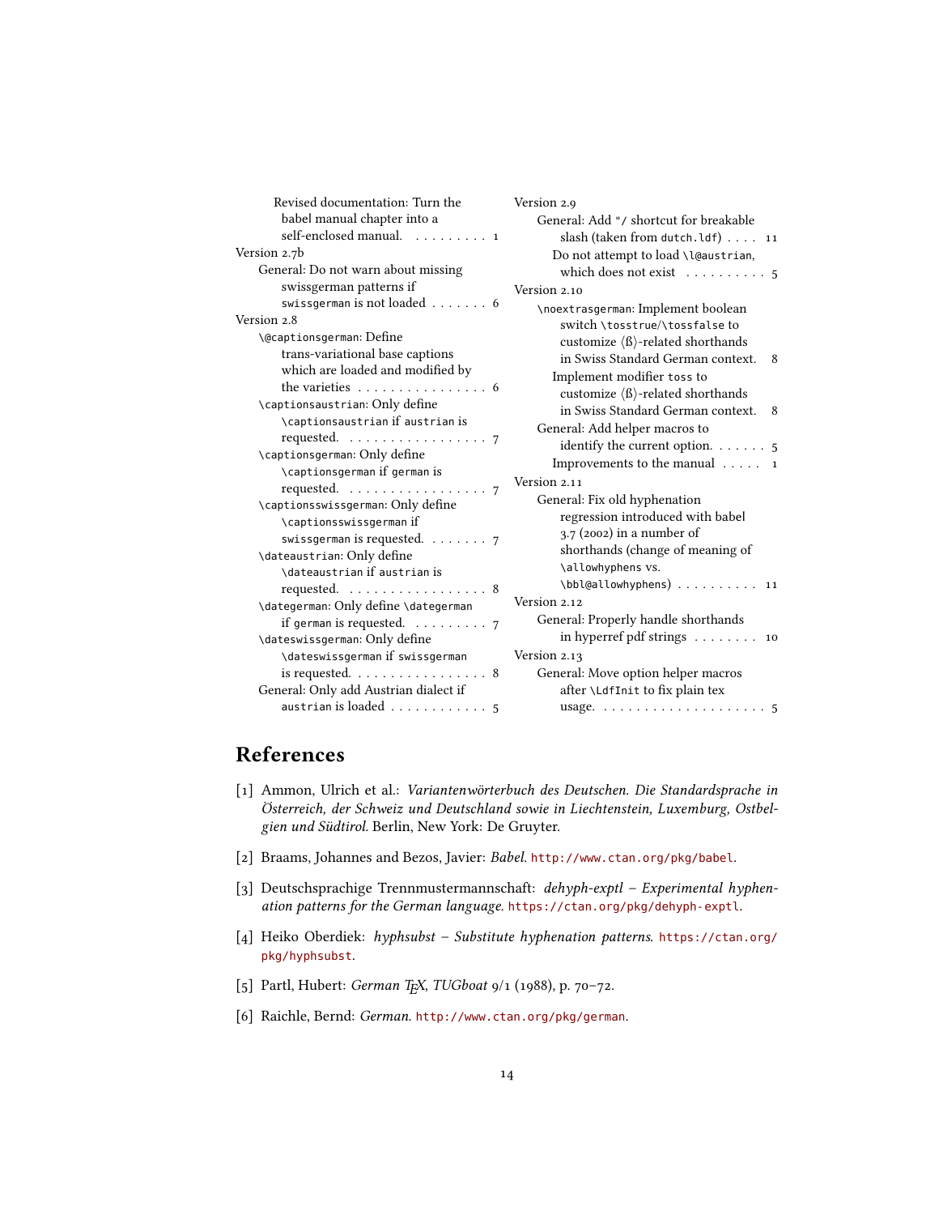Revised documentation: Turn the babel manual chapter into a self-enclosed manual. . . . . . . . . . 1

Version 2.7b

General: Do not warn about missing swissgerman patterns if `swissgerman` is not loaded . . . . . . . 6

Version 2.8

`\@captionsgerman`: Define trans-variational base captions which are loaded and modified by the varieties . . . . . . . . . . . . . . . . 6

`\captionsaustrian`: Only define `\captionsaustrian` if `austrian` is requested. . . . . . . . . . . . . . . . . . 7

`\captionsgerman`: Only define `\captionsgerman` if `german` is requested. . . . . . . . . . . . . . . . . . 7

`\captionsswissgerman`: Only define `\captionsswissgerman` if `swissgerman` is requested. . . . . . . . 7

`\dateaustrian`: Only define `\dateaustrian` if `austrian` is requested. . . . . . . . . . . . . . . . . . 8

`\dategerman`: Only define `\dategerman` if `german` is requested. . . . . . . . . . 7

`\dateswissgerman`: Only define `\dateswissgerman` if `swissgerman` is requested. . . . . . . . . . . . . . . . . 8

General: Only add Austrian dialect if `austrian` is loaded . . . . . . . . . . . . 5

Version 2.9

General: Add `"/` shortcut for breakable slash (taken from `dutch.ldf`) . . . . 11

Do not attempt to load `\l@austrian`, which does not exist . . . . . . . . . . 5

Version 2.10

`\noextrasgerman`: Implement boolean switch `\tosstrue`/`\tossfalse` to customize ⟨ß⟩-related shorthands in Swiss Standard German context. 8

Implement modifier `toss` to customize ⟨ß⟩-related shorthands in Swiss Standard German context. 8

General: Add helper macros to identify the current option. . . . . . . 5

Improvements to the manual . . . . . 1

Version 2.11

General: Fix old hyphenation regression introduced with babel 3.7 (2002) in a number of shorthands (change of meaning of `\allowhyphens` vs. `\bbl@allowhyphens`) . . . . . . . . . . 11

Version 2.12

General: Properly handle shorthands in hyperref pdf strings . . . . . . . . 10

Version 2.13

General: Move option helper macros after `\LdfInit` to fix plain tex usage. . . . . . . . . . . . . . . . . . . . . 5

# References

[1] Ammon, Ulrich et al.: *Variantenwörterbuch des Deutschen. Die Standardsprache in Österreich, der Schweiz und Deutschland sowie in Liechtenstein, Luxemburg, Ostbelgien und Südtirol*. Berlin, New York: De Gruyter.

[2] Braams, Johannes and Bezos, Javier: *Babel*. http://www.ctan.org/pkg/babel.

[3] Deutschsprachige Trennmustermannschaft: *dehyph-exptl – Experimental hyphenation patterns for the German language*. https://ctan.org/pkg/dehyph-exptl.

[4] Heiko Oberdiek: *hyphsubst – Substitute hyphenation patterns*. https://ctan.org/pkg/hyphsubst.

[5] Partl, Hubert: *German TEX*, *TUGboat* 9/1 (1988), p. 70–72.

[6] Raichle, Bernd: *German*. http://www.ctan.org/pkg/german.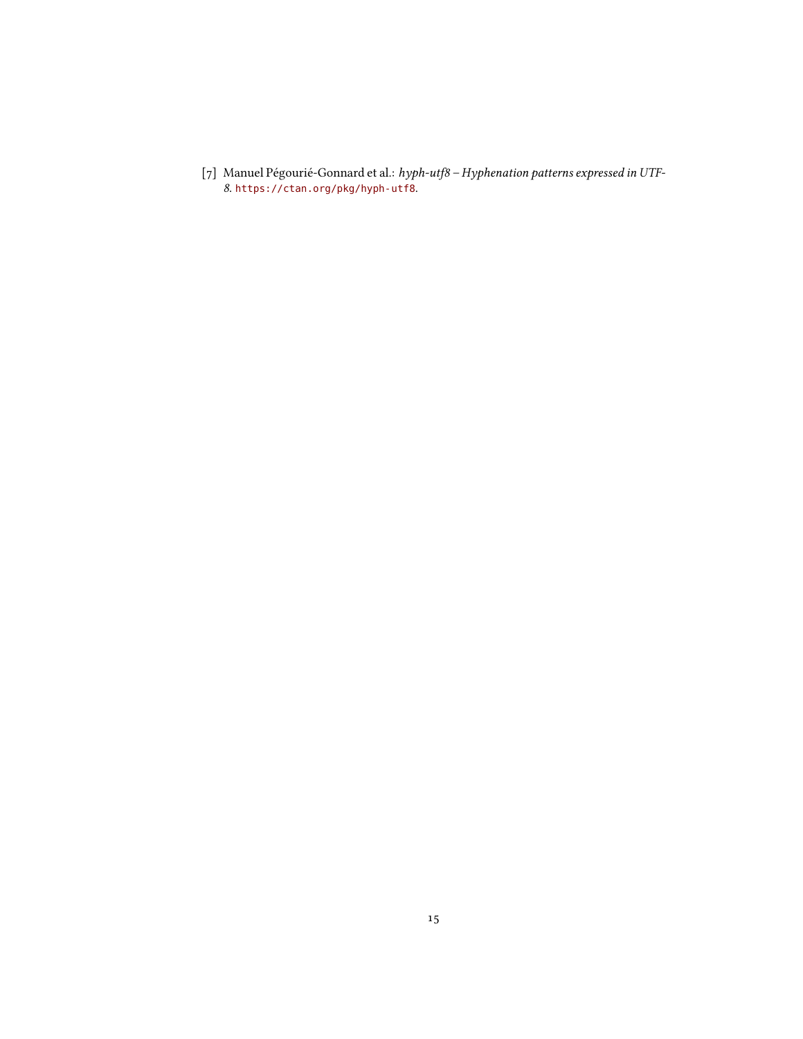[7] Manuel Pégourié-Gonnard et al.: *hyph-utf8 – Hyphenation patterns expressed in UTF-8*. `https://ctan.org/pkg/hyph-utf8`.